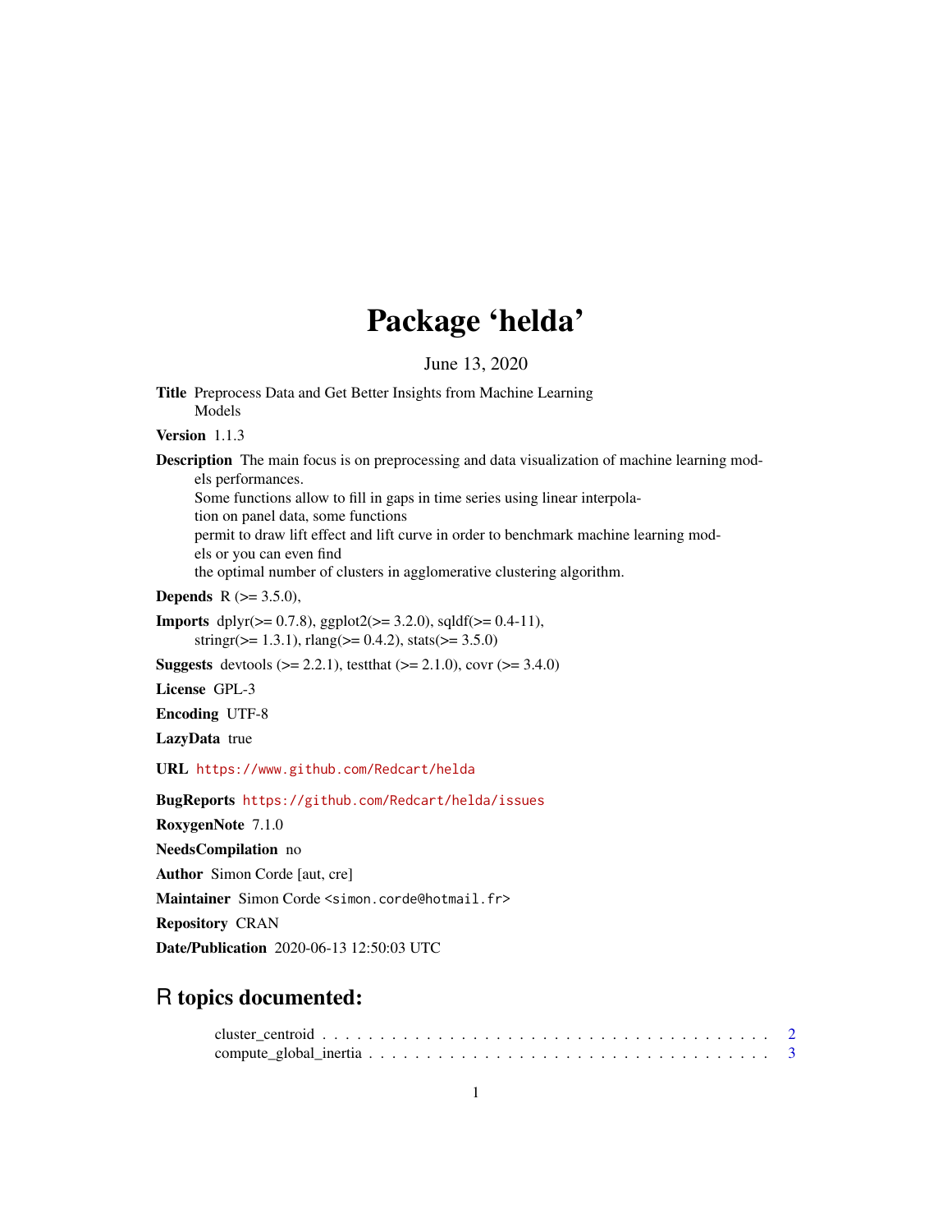# Package 'helda'

June 13, 2020

**Title** Preprocess Data and Get Better Insights from Machine Learning Models

**Version** 1.1.3

**Description** The main focus is on preprocessing and data visualization of machine learning models performances.
Some functions allow to fill in gaps in time series using linear interpolation on panel data, some functions
permit to draw lift effect and lift curve in order to benchmark machine learning models or you can even find
the optimal number of clusters in agglomerative clustering algorithm.

**Depends** R (>= 3.5.0),

**Imports** dplyr(>= 0.7.8), ggplot2(>= 3.2.0), sqldf(>= 0.4-11), stringr(>= 1.3.1), rlang(>= 0.4.2), stats(>= 3.5.0)

**Suggests** devtools (>= 2.2.1), testthat (>= 2.1.0), covr (>= 3.4.0)

**License** GPL-3

**Encoding** UTF-8

**LazyData** true

**URL** https://www.github.com/Redcart/helda

**BugReports** https://github.com/Redcart/helda/issues

**RoxygenNote** 7.1.0

**NeedsCompilation** no

**Author** Simon Corde [aut, cre]

**Maintainer** Simon Corde <simon.corde@hotmail.fr>

**Repository** CRAN

**Date/Publication** 2020-06-13 12:50:03 UTC

## R topics documented:

cluster_centroid . . . . . . . . . . . . . . . . . . . . . . . . . . . . . . . . . . . . . . . 2
compute_global_inertia . . . . . . . . . . . . . . . . . . . . . . . . . . . . . . . . . . 3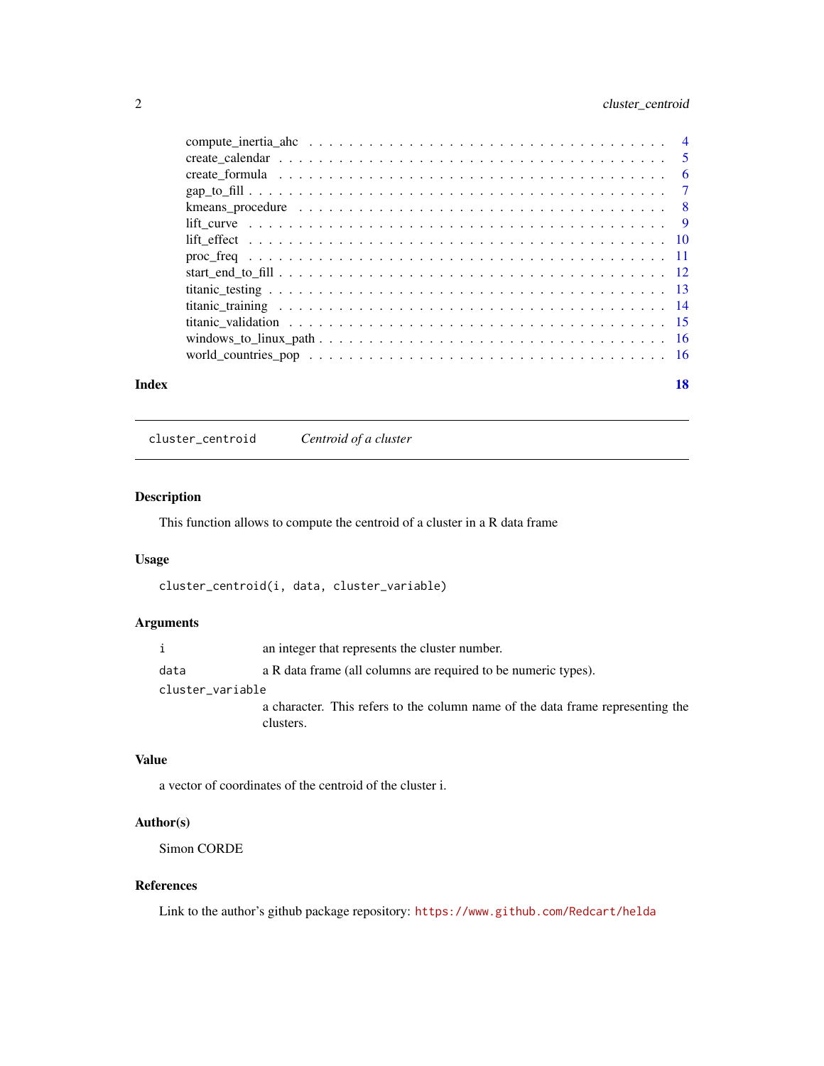compute_inertia_ahc . . . . . . . . . . . . . . . . . . . . . . . . . . . . . . . . . . 4
create_calendar . . . . . . . . . . . . . . . . . . . . . . . . . . . . . . . . . . . . 5
create_formula . . . . . . . . . . . . . . . . . . . . . . . . . . . . . . . . . . . . 6
gap_to_fill . . . . . . . . . . . . . . . . . . . . . . . . . . . . . . . . . . . . . . 7
kmeans_procedure . . . . . . . . . . . . . . . . . . . . . . . . . . . . . . . . . . . 8
lift_curve . . . . . . . . . . . . . . . . . . . . . . . . . . . . . . . . . . . . . . 9
lift_effect . . . . . . . . . . . . . . . . . . . . . . . . . . . . . . . . . . . . . . 10
proc_freq . . . . . . . . . . . . . . . . . . . . . . . . . . . . . . . . . . . . . . 11
start_end_to_fill . . . . . . . . . . . . . . . . . . . . . . . . . . . . . . . . . . 12
titanic_testing . . . . . . . . . . . . . . . . . . . . . . . . . . . . . . . . . . . 13
titanic_training . . . . . . . . . . . . . . . . . . . . . . . . . . . . . . . . . . . 14
titanic_validation . . . . . . . . . . . . . . . . . . . . . . . . . . . . . . . . . . 15
windows_to_linux_path . . . . . . . . . . . . . . . . . . . . . . . . . . . . . . . . 16
world_countries_pop . . . . . . . . . . . . . . . . . . . . . . . . . . . . . . . . . 16

**Index** **18**

---

`cluster_centroid` *Centroid of a cluster*

---

## Description

This function allows to compute the centroid of a cluster in a R data frame

## Usage

```
cluster_centroid(i, data, cluster_variable)
```

## Arguments

| | |
|---|---|
| `i` | an integer that represents the cluster number. |
| `data` | a R data frame (all columns are required to be numeric types). |
| `cluster_variable` | a character. This refers to the column name of the data frame representing the clusters. |

## Value

a vector of coordinates of the centroid of the cluster i.

## Author(s)

Simon CORDE

## References

Link to the author's github package repository: https://www.github.com/Redcart/helda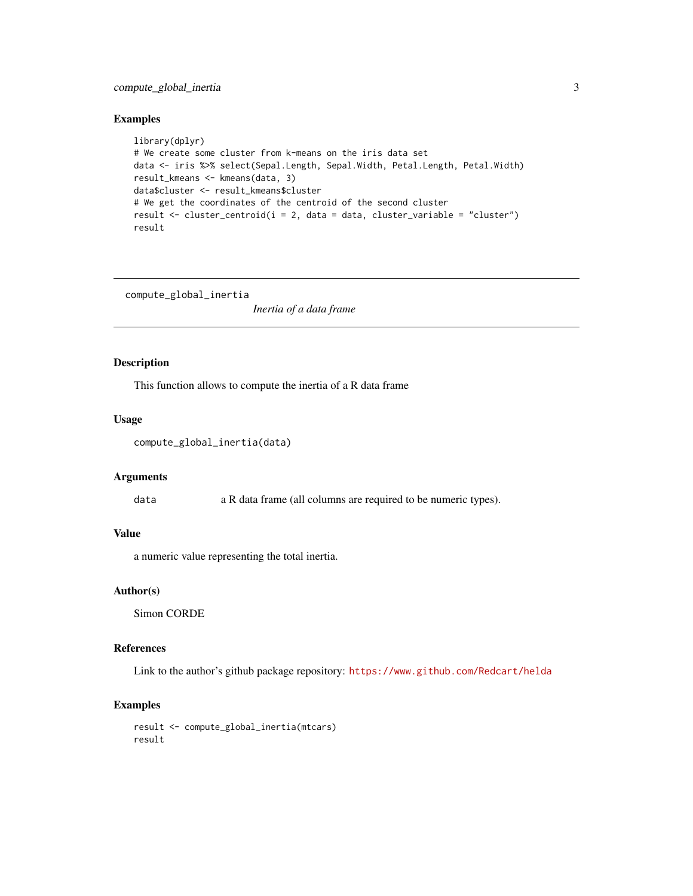## Examples

```
library(dplyr)
# We create some cluster from k-means on the iris data set
data <- iris %>% select(Sepal.Length, Sepal.Width, Petal.Length, Petal.Width)
result_kmeans <- kmeans(data, 3)
data$cluster <- result_kmeans$cluster
# We get the coordinates of the centroid of the second cluster
result <- cluster_centroid(i = 2, data = data, cluster_variable = "cluster")
result
```

---

`compute_global_inertia` *Inertia of a data frame*

---

## Description

This function allows to compute the inertia of a R data frame

## Usage

```
compute_global_inertia(data)
```

## Arguments

| | |
|---|---|
| `data` | a R data frame (all columns are required to be numeric types). |

## Value

a numeric value representing the total inertia.

## Author(s)

Simon CORDE

## References

Link to the author's github package repository: https://www.github.com/Redcart/helda

## Examples

```
result <- compute_global_inertia(mtcars)
result
```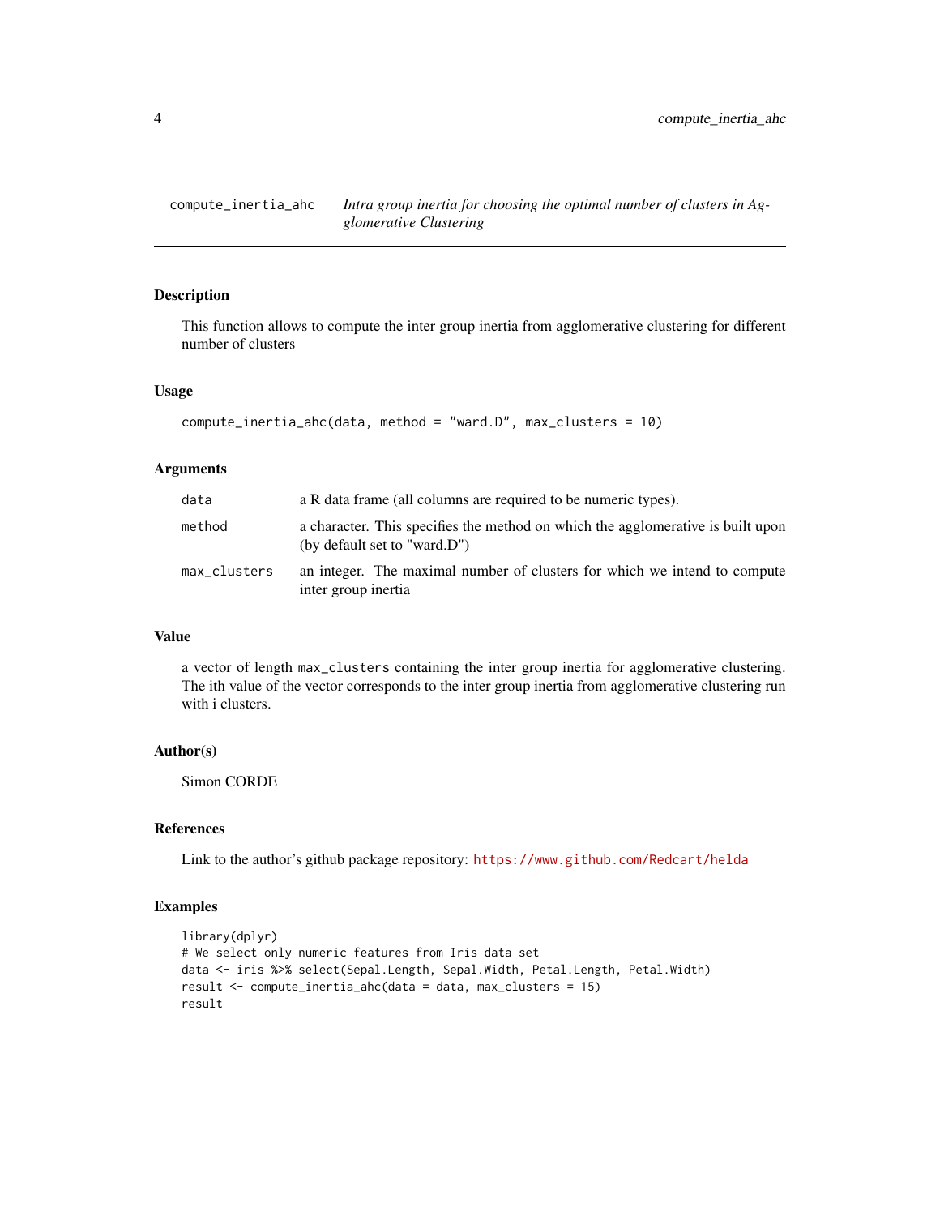compute_inertia_ahc    *Intra group inertia for choosing the optimal number of clusters in Agglomerative Clustering*

## Description

This function allows to compute the inter group inertia from agglomerative clustering for different number of clusters

## Usage

```
compute_inertia_ahc(data, method = "ward.D", max_clusters = 10)
```

## Arguments

| | |
|---|---|
| data | a R data frame (all columns are required to be numeric types). |
| method | a character. This specifies the method on which the agglomerative is built upon (by default set to "ward.D") |
| max_clusters | an integer. The maximal number of clusters for which we intend to compute inter group inertia |

## Value

a vector of length `max_clusters` containing the inter group inertia for agglomerative clustering. The ith value of the vector corresponds to the inter group inertia from agglomerative clustering run with i clusters.

## Author(s)

Simon CORDE

## References

Link to the author's github package repository: https://www.github.com/Redcart/helda

## Examples

```
library(dplyr)
# We select only numeric features from Iris data set
data <- iris %>% select(Sepal.Length, Sepal.Width, Petal.Length, Petal.Width)
result <- compute_inertia_ahc(data = data, max_clusters = 15)
result
```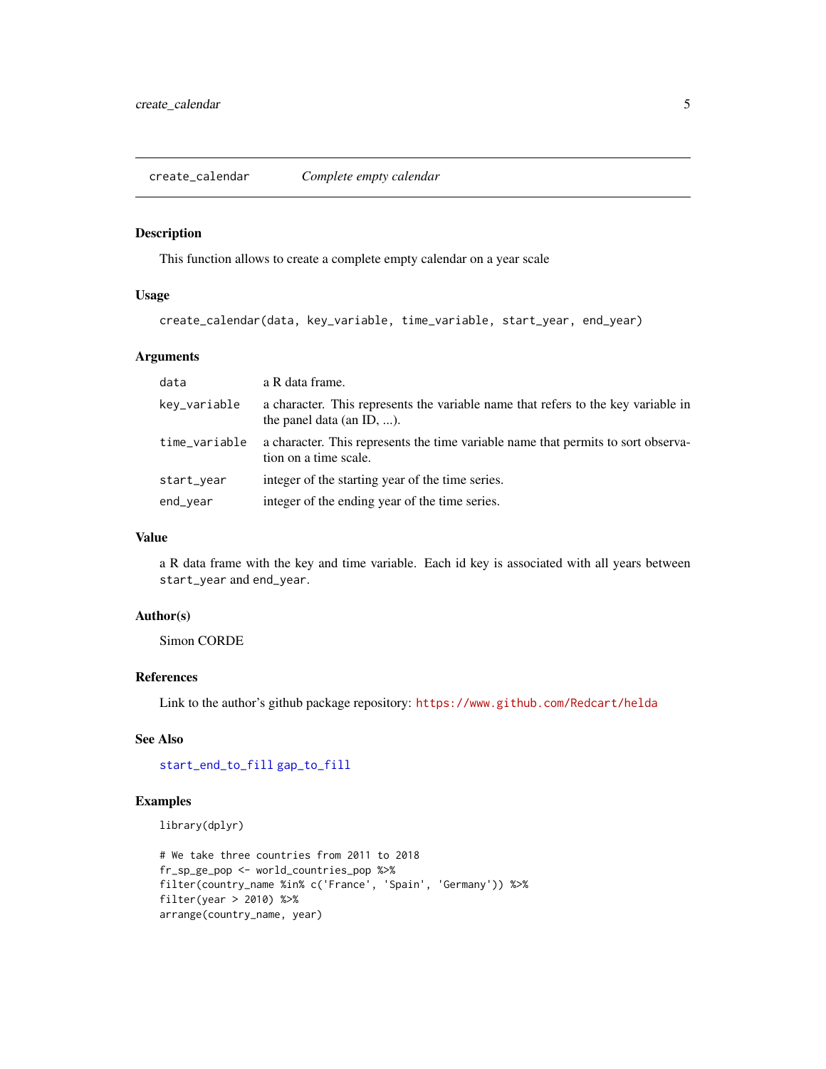create_calendar &nbsp;&nbsp;&nbsp; *Complete empty calendar*

## Description

This function allows to create a complete empty calendar on a year scale

## Usage

```
create_calendar(data, key_variable, time_variable, start_year, end_year)
```

## Arguments

| | |
|---|---|
| `data` | a R data frame. |
| `key_variable` | a character. This represents the variable name that refers to the key variable in the panel data (an ID, ...). |
| `time_variable` | a character. This represents the time variable name that permits to sort observation on a time scale. |
| `start_year` | integer of the starting year of the time series. |
| `end_year` | integer of the ending year of the time series. |

## Value

a R data frame with the key and time variable. Each id key is associated with all years between `start_year` and `end_year`.

## Author(s)

Simon CORDE

## References

Link to the author's github package repository: https://www.github.com/Redcart/helda

## See Also

`start_end_to_fill` `gap_to_fill`

## Examples

```
library(dplyr)

# We take three countries from 2011 to 2018
fr_sp_ge_pop <- world_countries_pop %>%
filter(country_name %in% c('France', 'Spain', 'Germany')) %>%
filter(year > 2010) %>%
arrange(country_name, year)
```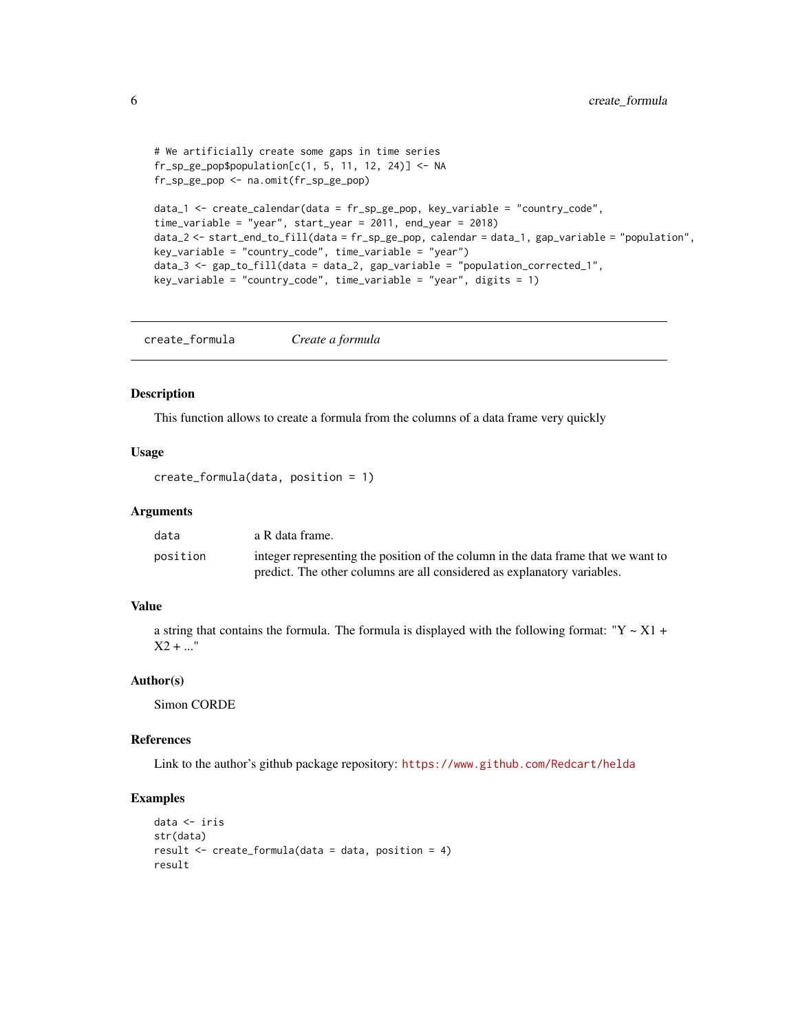```
# We artificially create some gaps in time series
fr_sp_ge_pop$population[c(1, 5, 11, 12, 24)] <- NA
fr_sp_ge_pop <- na.omit(fr_sp_ge_pop)

data_1 <- create_calendar(data = fr_sp_ge_pop, key_variable = "country_code",
time_variable = "year", start_year = 2011, end_year = 2018)
data_2 <- start_end_to_fill(data = fr_sp_ge_pop, calendar = data_1, gap_variable = "population",
key_variable = "country_code", time_variable = "year")
data_3 <- gap_to_fill(data = data_2, gap_variable = "population_corrected_1",
key_variable = "country_code", time_variable = "year", digits = 1)
```

---

## create_formula    *Create a formula*

---

### Description

This function allows to create a formula from the columns of a data frame very quickly

### Usage

```
create_formula(data, position = 1)
```

### Arguments

| | |
|---|---|
| data | a R data frame. |
| position | integer representing the position of the column in the data frame that we want to predict. The other columns are all considered as explanatory variables. |

### Value

a string that contains the formula. The formula is displayed with the following format: "Y ~ X1 + X2 + ..."

### Author(s)

Simon CORDE

### References

Link to the author's github package repository: https://www.github.com/Redcart/helda

### Examples

```
data <- iris
str(data)
result <- create_formula(data = data, position = 4)
result
```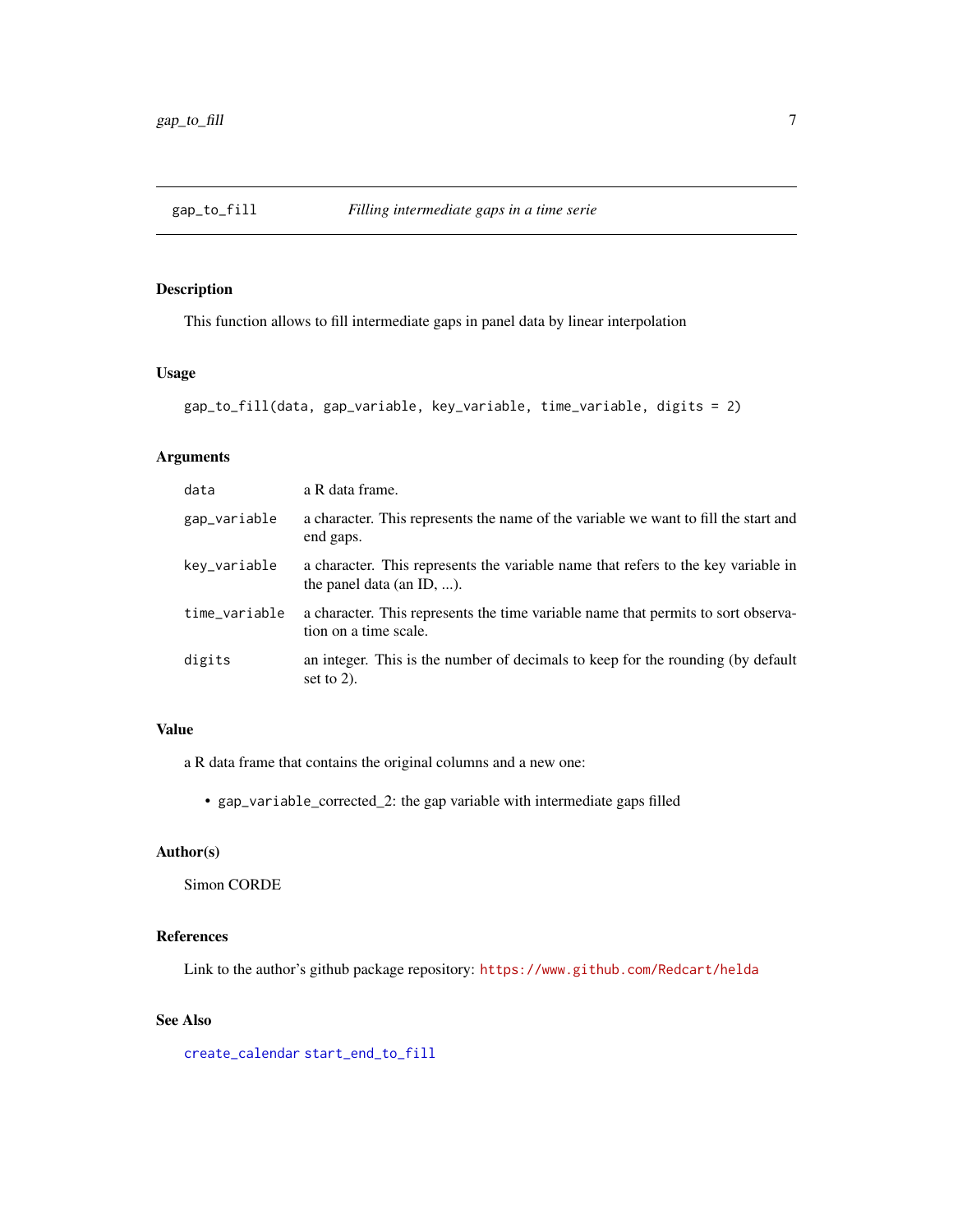# gap_to_fill — *Filling intermediate gaps in a time serie*

## Description

This function allows to fill intermediate gaps in panel data by linear interpolation

## Usage

```
gap_to_fill(data, gap_variable, key_variable, time_variable, digits = 2)
```

## Arguments

| | |
|---|---|
| data | a R data frame. |
| gap_variable | a character. This represents the name of the variable we want to fill the start and end gaps. |
| key_variable | a character. This represents the variable name that refers to the key variable in the panel data (an ID, ...). |
| time_variable | a character. This represents the time variable name that permits to sort observation on a time scale. |
| digits | an integer. This is the number of decimals to keep for the rounding (by default set to 2). |

## Value

a R data frame that contains the original columns and a new one:

- gap_variable_corrected_2: the gap variable with intermediate gaps filled

## Author(s)

Simon CORDE

## References

Link to the author's github package repository: https://www.github.com/Redcart/helda

## See Also

create_calendar start_end_to_fill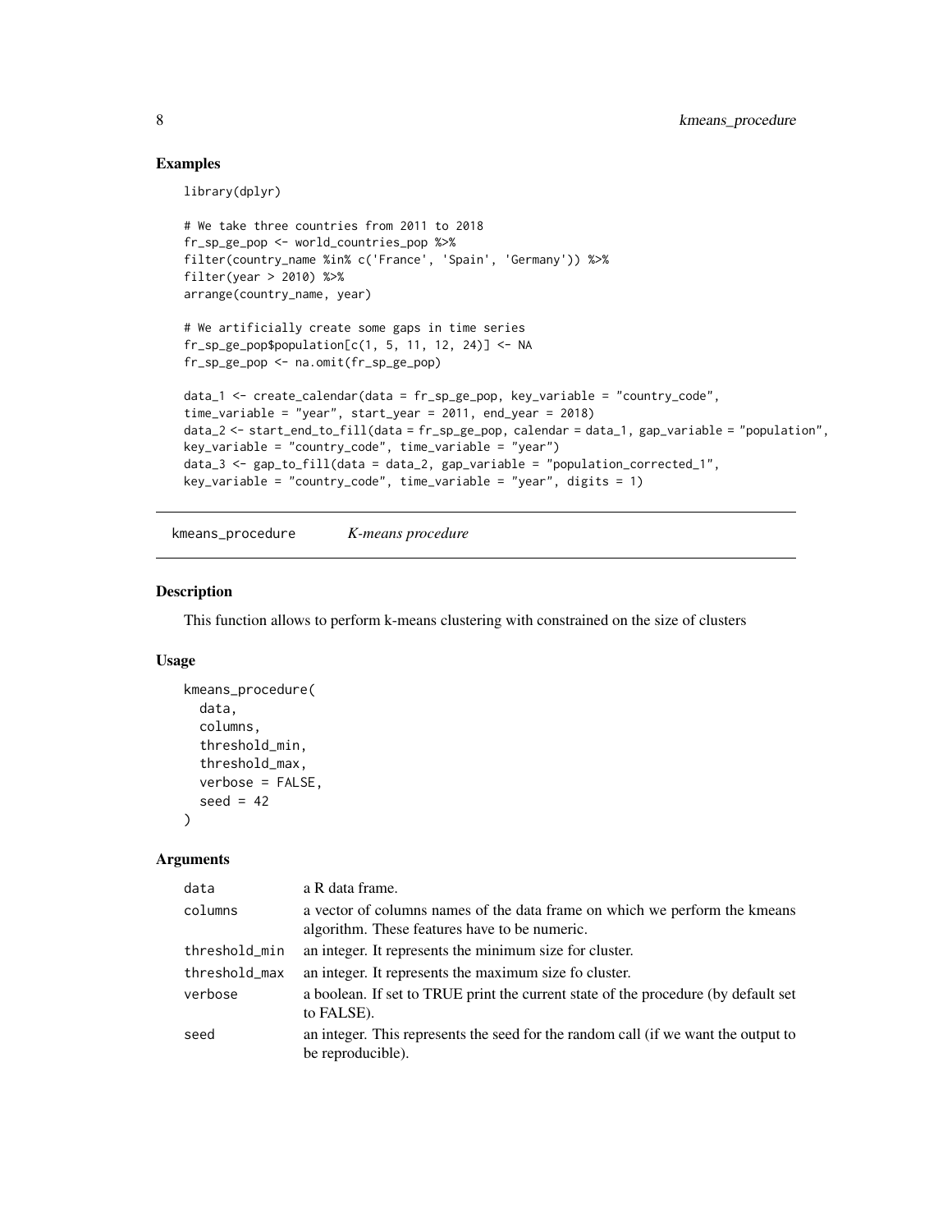## Examples

```
library(dplyr)

# We take three countries from 2011 to 2018
fr_sp_ge_pop <- world_countries_pop %>%
filter(country_name %in% c('France', 'Spain', 'Germany')) %>%
filter(year > 2010) %>%
arrange(country_name, year)

# We artificially create some gaps in time series
fr_sp_ge_pop$population[c(1, 5, 11, 12, 24)] <- NA
fr_sp_ge_pop <- na.omit(fr_sp_ge_pop)

data_1 <- create_calendar(data = fr_sp_ge_pop, key_variable = "country_code",
time_variable = "year", start_year = 2011, end_year = 2018)
data_2 <- start_end_to_fill(data = fr_sp_ge_pop, calendar = data_1, gap_variable = "population",
key_variable = "country_code", time_variable = "year")
data_3 <- gap_to_fill(data = data_2, gap_variable = "population_corrected_1",
key_variable = "country_code", time_variable = "year", digits = 1)
```

---

# kmeans_procedure *K-means procedure*

## Description

This function allows to perform k-means clustering with constrained on the size of clusters

## Usage

```
kmeans_procedure(
  data,
  columns,
  threshold_min,
  threshold_max,
  verbose = FALSE,
  seed = 42
)
```

## Arguments

| | |
|---|---|
| data | a R data frame. |
| columns | a vector of columns names of the data frame on which we perform the kmeans algorithm. These features have to be numeric. |
| threshold_min | an integer. It represents the minimum size for cluster. |
| threshold_max | an integer. It represents the maximum size fo cluster. |
| verbose | a boolean. If set to TRUE print the current state of the procedure (by default set to FALSE). |
| seed | an integer. This represents the seed for the random call (if we want the output to be reproducible). |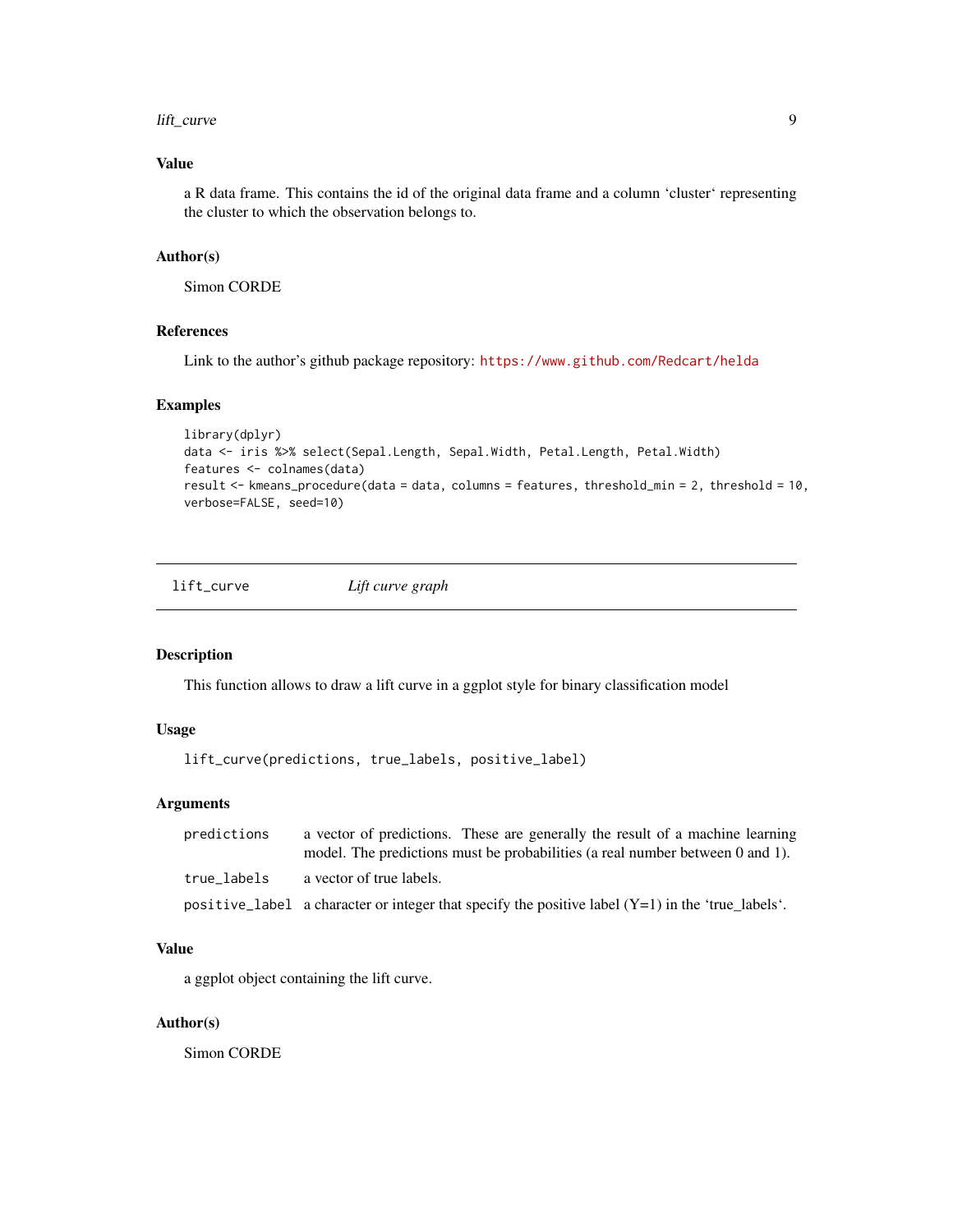## Value

a R data frame. This contains the id of the original data frame and a column 'cluster' representing the cluster to which the observation belongs to.

## Author(s)

Simon CORDE

## References

Link to the author's github package repository: https://www.github.com/Redcart/helda

## Examples

```
library(dplyr)
data <- iris %>% select(Sepal.Length, Sepal.Width, Petal.Length, Petal.Width)
features <- colnames(data)
result <- kmeans_procedure(data = data, columns = features, threshold_min = 2, threshold = 10,
verbose=FALSE, seed=10)
```

---

# lift_curve — *Lift curve graph*

---

## Description

This function allows to draw a lift curve in a ggplot style for binary classification model

## Usage

```
lift_curve(predictions, true_labels, positive_label)
```

## Arguments

| | |
|---|---|
| predictions | a vector of predictions. These are generally the result of a machine learning model. The predictions must be probabilities (a real number between 0 and 1). |
| true_labels | a vector of true labels. |
| positive_label | a character or integer that specify the positive label (Y=1) in the 'true_labels'. |

## Value

a ggplot object containing the lift curve.

## Author(s)

Simon CORDE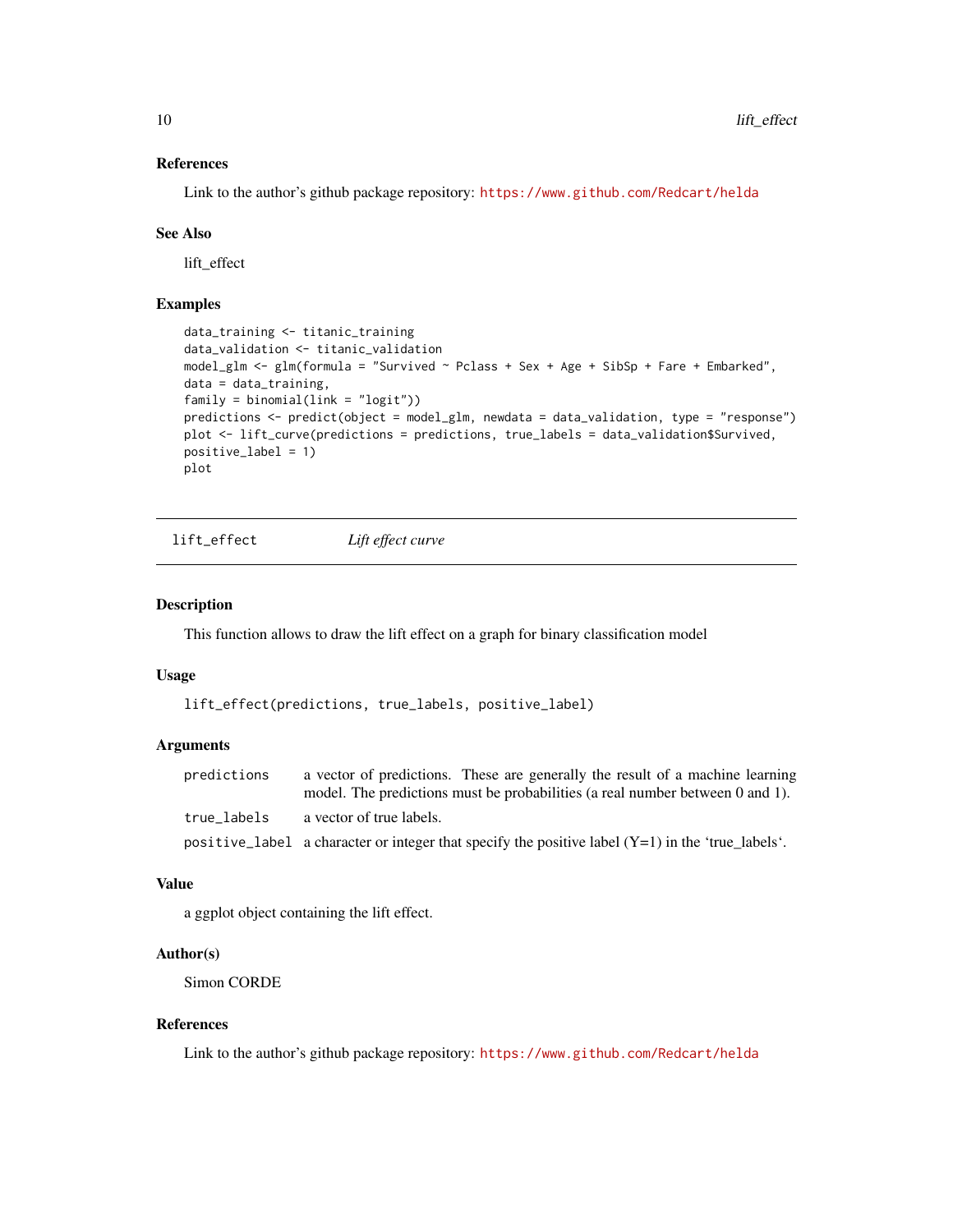### References

Link to the author's github package repository: https://www.github.com/Redcart/helda

### See Also

lift_effect

### Examples

```
data_training <- titanic_training
data_validation <- titanic_validation
model_glm <- glm(formula = "Survived ~ Pclass + Sex + Age + SibSp + Fare + Embarked",
data = data_training,
family = binomial(link = "logit"))
predictions <- predict(object = model_glm, newdata = data_validation, type = "response")
plot <- lift_curve(predictions = predictions, true_labels = data_validation$Survived,
positive_label = 1)
plot
```

---

## lift_effect *Lift effect curve*

---

### Description

This function allows to draw the lift effect on a graph for binary classification model

### Usage

```
lift_effect(predictions, true_labels, positive_label)
```

### Arguments

| | |
|---|---|
| predictions | a vector of predictions. These are generally the result of a machine learning model. The predictions must be probabilities (a real number between 0 and 1). |
| true_labels | a vector of true labels. |
| positive_label | a character or integer that specify the positive label (Y=1) in the 'true_labels'. |

### Value

a ggplot object containing the lift effect.

### Author(s)

Simon CORDE

### References

Link to the author's github package repository: https://www.github.com/Redcart/helda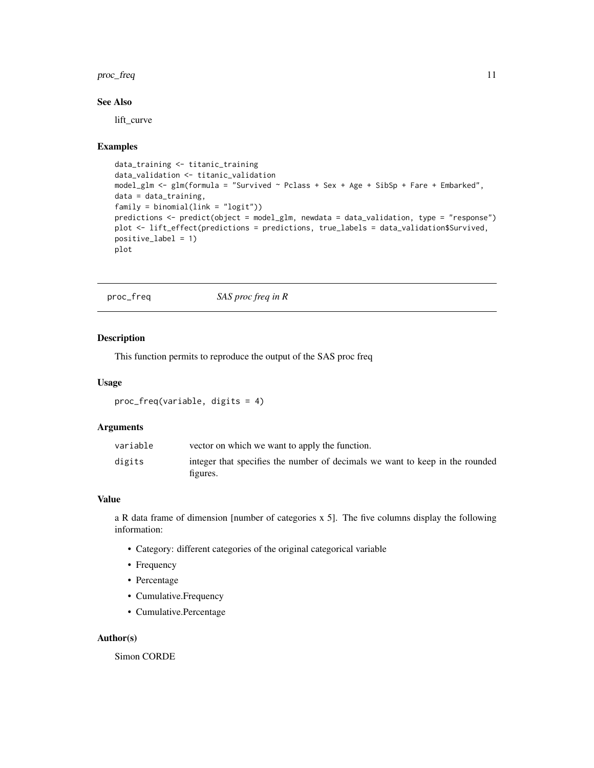### See Also

lift_curve

### Examples

```
data_training <- titanic_training
data_validation <- titanic_validation
model_glm <- glm(formula = "Survived ~ Pclass + Sex + Age + SibSp + Fare + Embarked",
data = data_training,
family = binomial(link = "logit"))
predictions <- predict(object = model_glm, newdata = data_validation, type = "response")
plot <- lift_effect(predictions = predictions, true_labels = data_validation$Survived,
positive_label = 1)
plot
```

---

## proc_freq *SAS proc freq in R*

---

### Description

This function permits to reproduce the output of the SAS proc freq

### Usage

```
proc_freq(variable, digits = 4)
```

### Arguments

| | |
|---|---|
| `variable` | vector on which we want to apply the function. |
| `digits` | integer that specifies the number of decimals we want to keep in the rounded figures. |

### Value

a R data frame of dimension [number of categories x 5]. The five columns display the following information:

- Category: different categories of the original categorical variable
- Frequency
- Percentage
- Cumulative.Frequency
- Cumulative.Percentage

### Author(s)

Simon CORDE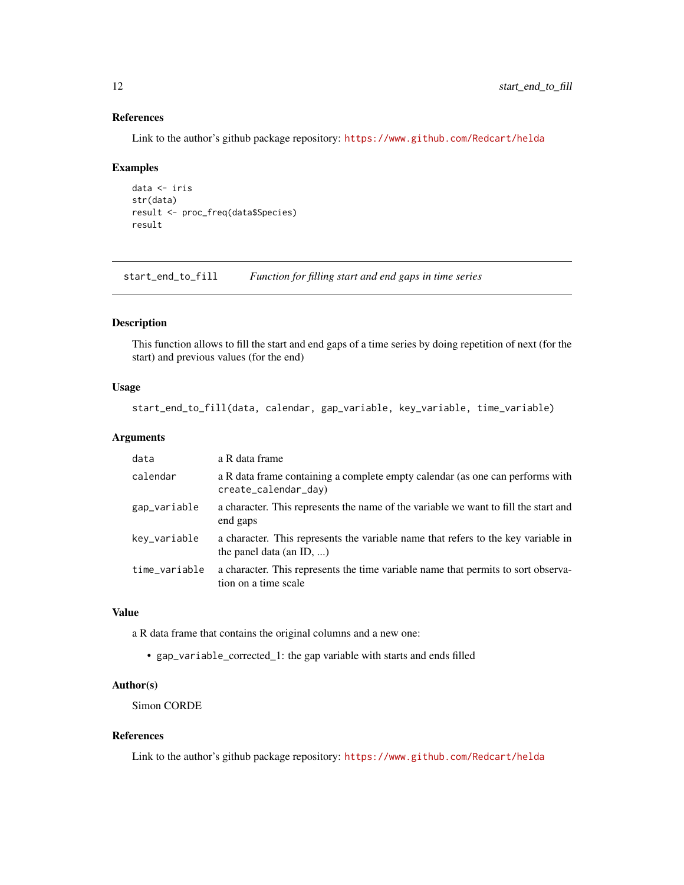### References

Link to the author's github package repository: https://www.github.com/Redcart/helda

### Examples

```
data <- iris
str(data)
result <- proc_freq(data$Species)
result
```

---

## start_end_to_fill    *Function for filling start and end gaps in time series*

---

### Description

This function allows to fill the start and end gaps of a time series by doing repetition of next (for the start) and previous values (for the end)

### Usage

```
start_end_to_fill(data, calendar, gap_variable, key_variable, time_variable)
```

### Arguments

| | |
|---|---|
| `data` | a R data frame |
| `calendar` | a R data frame containing a complete empty calendar (as one can performs with `create_calendar_day`) |
| `gap_variable` | a character. This represents the name of the variable we want to fill the start and end gaps |
| `key_variable` | a character. This represents the variable name that refers to the key variable in the panel data (an ID, ...) |
| `time_variable` | a character. This represents the time variable name that permits to sort observation on a time scale |

### Value

a R data frame that contains the original columns and a new one:

- `gap_variable_corrected_1`: the gap variable with starts and ends filled

### Author(s)

Simon CORDE

### References

Link to the author's github package repository: https://www.github.com/Redcart/helda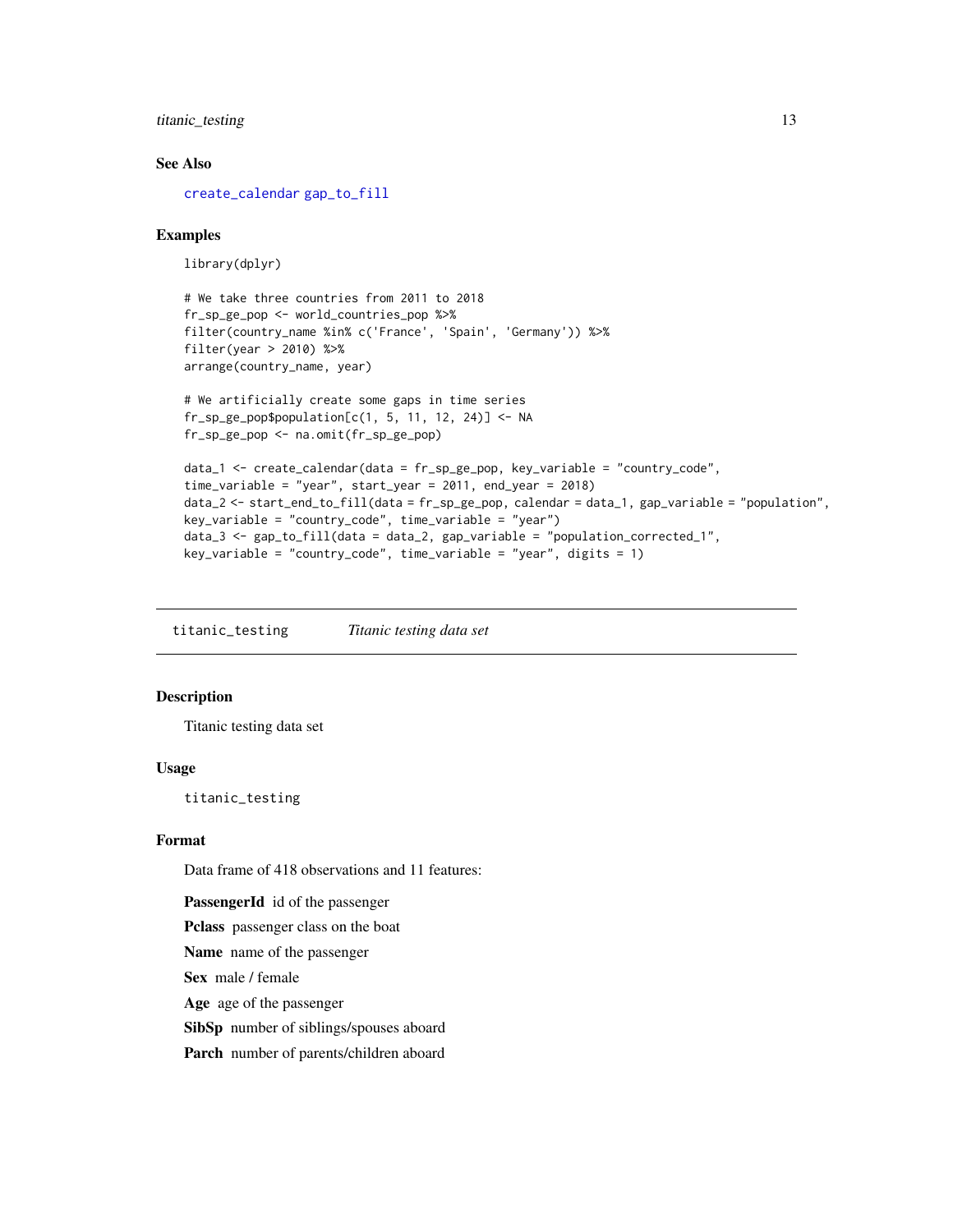### See Also

create_calendar gap_to_fill

### Examples

```
library(dplyr)

# We take three countries from 2011 to 2018
fr_sp_ge_pop <- world_countries_pop %>%
filter(country_name %in% c('France', 'Spain', 'Germany')) %>%
filter(year > 2010) %>%
arrange(country_name, year)

# We artificially create some gaps in time series
fr_sp_ge_pop$population[c(1, 5, 11, 12, 24)] <- NA
fr_sp_ge_pop <- na.omit(fr_sp_ge_pop)

data_1 <- create_calendar(data = fr_sp_ge_pop, key_variable = "country_code",
time_variable = "year", start_year = 2011, end_year = 2018)
data_2 <- start_end_to_fill(data = fr_sp_ge_pop, calendar = data_1, gap_variable = "population",
key_variable = "country_code", time_variable = "year")
data_3 <- gap_to_fill(data = data_2, gap_variable = "population_corrected_1",
key_variable = "country_code", time_variable = "year", digits = 1)
```

---

## titanic_testing *Titanic testing data set*

---

### Description

Titanic testing data set

### Usage

```
titanic_testing
```

### Format

Data frame of 418 observations and 11 features:

**PassengerId** id of the passenger

**Pclass** passenger class on the boat

**Name** name of the passenger

**Sex** male / female

**Age** age of the passenger

**SibSp** number of siblings/spouses aboard

**Parch** number of parents/children aboard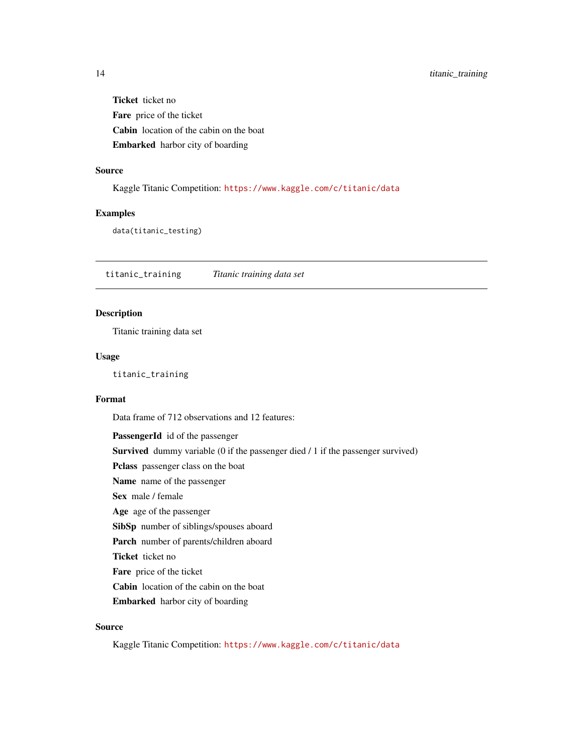**Ticket** ticket no

**Fare** price of the ticket

**Cabin** location of the cabin on the boat

**Embarked** harbor city of boarding

### Source

Kaggle Titanic Competition: https://www.kaggle.com/c/titanic/data

### Examples

```
data(titanic_testing)
```

---

## titanic_training — *Titanic training data set*

---

### Description

Titanic training data set

### Usage

```
titanic_training
```

### Format

Data frame of 712 observations and 12 features:

**PassengerId** id of the passenger

**Survived** dummy variable (0 if the passenger died / 1 if the passenger survived)

**Pclass** passenger class on the boat

**Name** name of the passenger

**Sex** male / female

**Age** age of the passenger

**SibSp** number of siblings/spouses aboard

**Parch** number of parents/children aboard

**Ticket** ticket no

**Fare** price of the ticket

**Cabin** location of the cabin on the boat

**Embarked** harbor city of boarding

### Source

Kaggle Titanic Competition: https://www.kaggle.com/c/titanic/data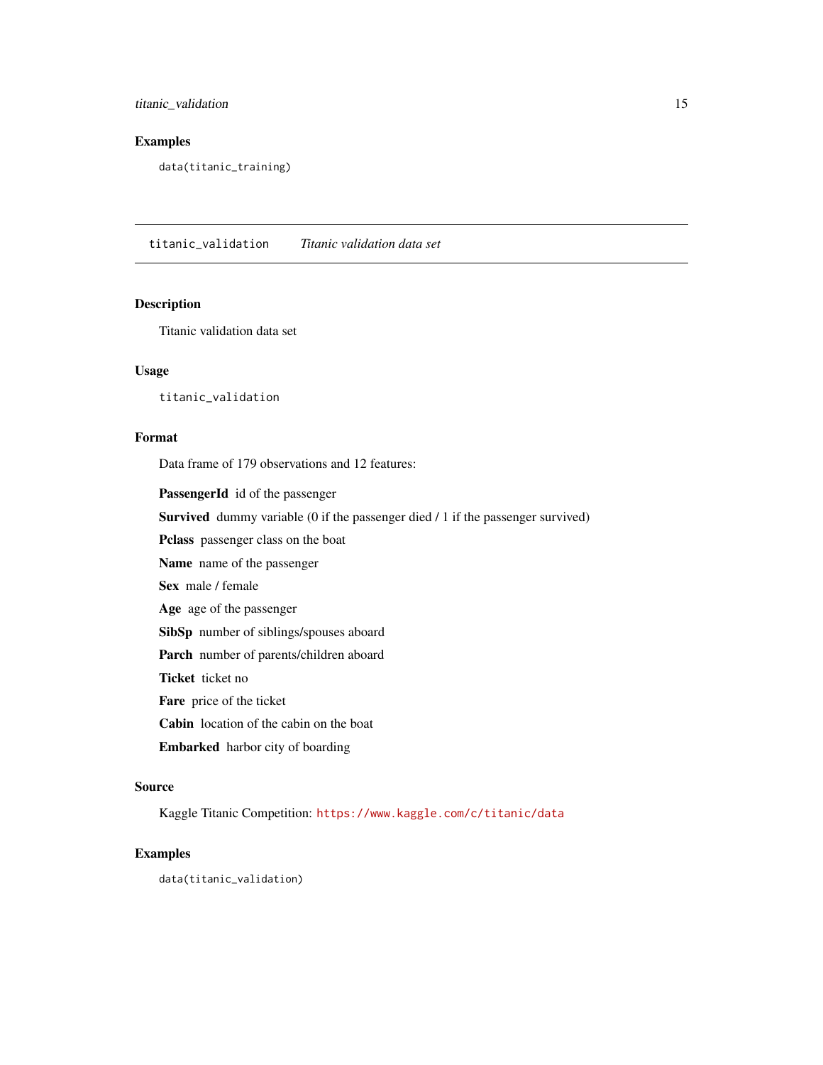### Examples

```
data(titanic_training)
```

## titanic_validation *Titanic validation data set*

### Description

Titanic validation data set

### Usage

```
titanic_validation
```

### Format

Data frame of 179 observations and 12 features:

**PassengerId** id of the passenger

**Survived** dummy variable (0 if the passenger died / 1 if the passenger survived)

**Pclass** passenger class on the boat

**Name** name of the passenger

**Sex** male / female

**Age** age of the passenger

**SibSp** number of siblings/spouses aboard

**Parch** number of parents/children aboard

**Ticket** ticket no

**Fare** price of the ticket

**Cabin** location of the cabin on the boat

**Embarked** harbor city of boarding

### Source

Kaggle Titanic Competition: https://www.kaggle.com/c/titanic/data

### Examples

```
data(titanic_validation)
```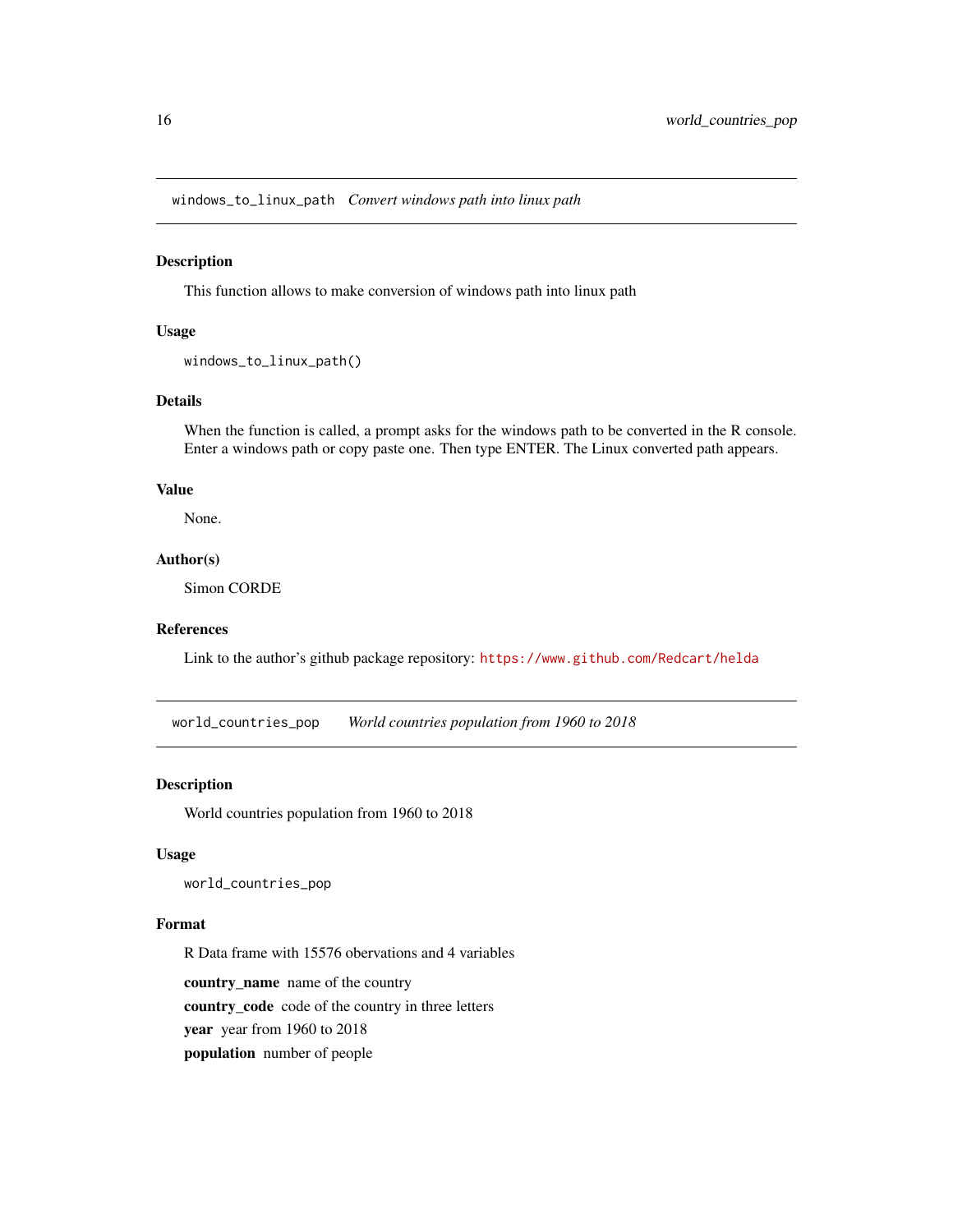## windows_to_linux_path *Convert windows path into linux path*

### Description

This function allows to make conversion of windows path into linux path

### Usage

```
windows_to_linux_path()
```

### Details

When the function is called, a prompt asks for the windows path to be converted in the R console. Enter a windows path or copy paste one. Then type ENTER. The Linux converted path appears.

### Value

None.

### Author(s)

Simon CORDE

### References

Link to the author's github package repository: https://www.github.com/Redcart/helda

## world_countries_pop *World countries population from 1960 to 2018*

### Description

World countries population from 1960 to 2018

### Usage

```
world_countries_pop
```

### Format

R Data frame with 15576 obervations and 4 variables

**country_name** name of the country

**country_code** code of the country in three letters

**year** year from 1960 to 2018

**population** number of people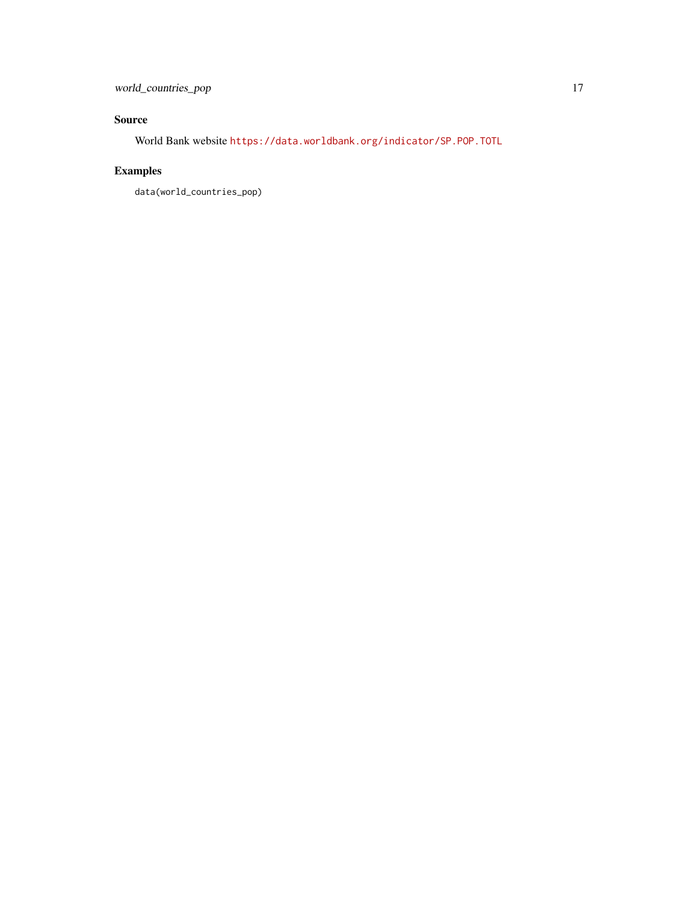## Source

World Bank website https://data.worldbank.org/indicator/SP.POP.TOTL

## Examples

```
data(world_countries_pop)
```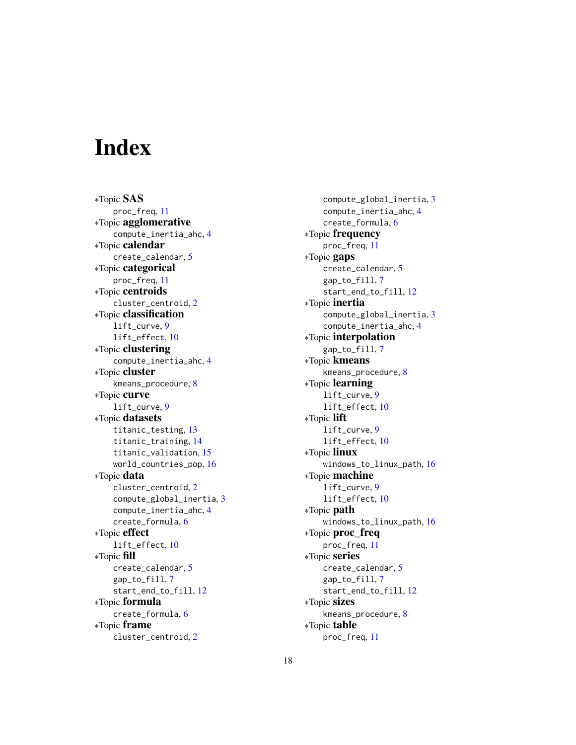# Index

*Topic **SAS**
  proc_freq, 11
*Topic **agglomerative**
  compute_inertia_ahc, 4
*Topic **calendar**
  create_calendar, 5
*Topic **categorical**
  proc_freq, 11
*Topic **centroids**
  cluster_centroid, 2
*Topic **classification**
  lift_curve, 9
  lift_effect, 10
*Topic **clustering**
  compute_inertia_ahc, 4
*Topic **cluster**
  kmeans_procedure, 8
*Topic **curve**
  lift_curve, 9
*Topic **datasets**
  titanic_testing, 13
  titanic_training, 14
  titanic_validation, 15
  world_countries_pop, 16
*Topic **data**
  cluster_centroid, 2
  compute_global_inertia, 3
  compute_inertia_ahc, 4
  create_formula, 6
*Topic **effect**
  lift_effect, 10
*Topic **fill**
  create_calendar, 5
  gap_to_fill, 7
  start_end_to_fill, 12
*Topic **formula**
  create_formula, 6
*Topic **frame**
  cluster_centroid, 2
  compute_global_inertia, 3
  compute_inertia_ahc, 4
  create_formula, 6
*Topic **frequency**
  proc_freq, 11
*Topic **gaps**
  create_calendar, 5
  gap_to_fill, 7
  start_end_to_fill, 12
*Topic **inertia**
  compute_global_inertia, 3
  compute_inertia_ahc, 4
*Topic **interpolation**
  gap_to_fill, 7
*Topic **kmeans**
  kmeans_procedure, 8
*Topic **learning**
  lift_curve, 9
  lift_effect, 10
*Topic **lift**
  lift_curve, 9
  lift_effect, 10
*Topic **linux**
  windows_to_linux_path, 16
*Topic **machine**
  lift_curve, 9
  lift_effect, 10
*Topic **path**
  windows_to_linux_path, 16
*Topic **proc_freq**
  proc_freq, 11
*Topic **series**
  create_calendar, 5
  gap_to_fill, 7
  start_end_to_fill, 12
*Topic **sizes**
  kmeans_procedure, 8
*Topic **table**
  proc_freq, 11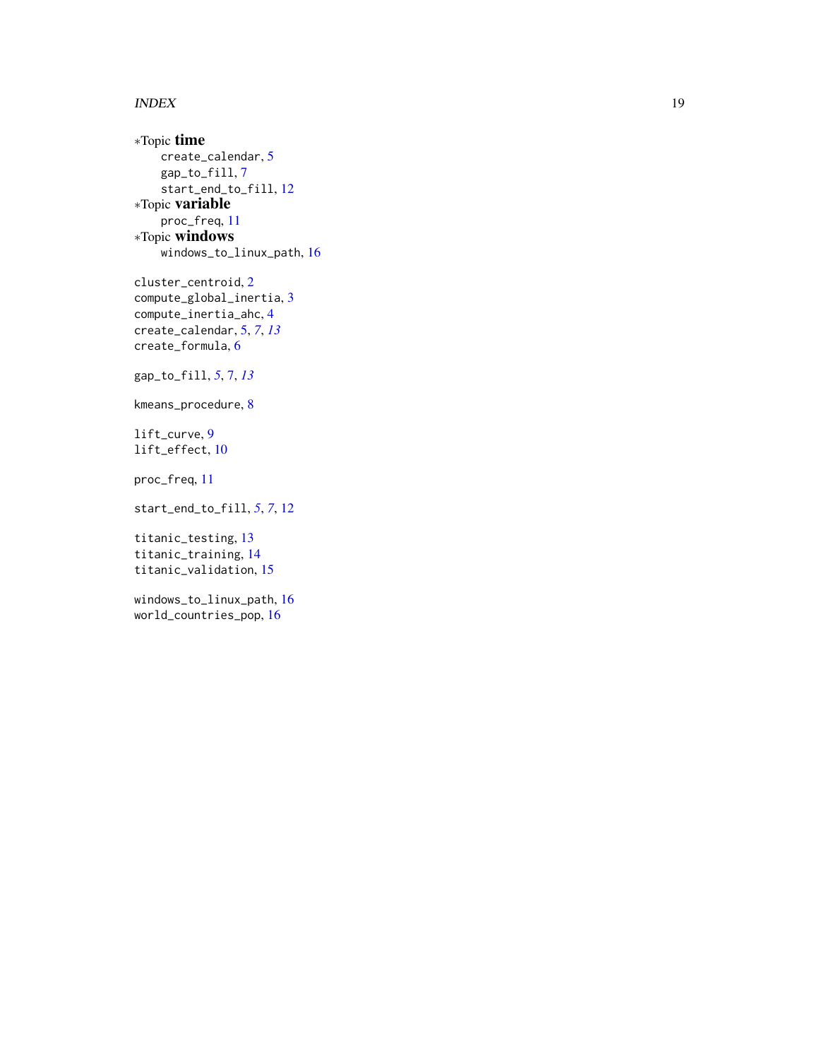∗Topic **time**
    create_calendar, 5
    gap_to_fill, 7
    start_end_to_fill, 12
∗Topic **variable**
    proc_freq, 11
∗Topic **windows**
    windows_to_linux_path, 16

cluster_centroid, 2
compute_global_inertia, 3
compute_inertia_ahc, 4
create_calendar, 5, *7*, *13*
create_formula, 6

gap_to_fill, *5*, 7, *13*

kmeans_procedure, 8

lift_curve, 9
lift_effect, 10

proc_freq, 11

start_end_to_fill, *5*, *7*, 12

titanic_testing, 13
titanic_training, 14
titanic_validation, 15

windows_to_linux_path, 16
world_countries_pop, 16